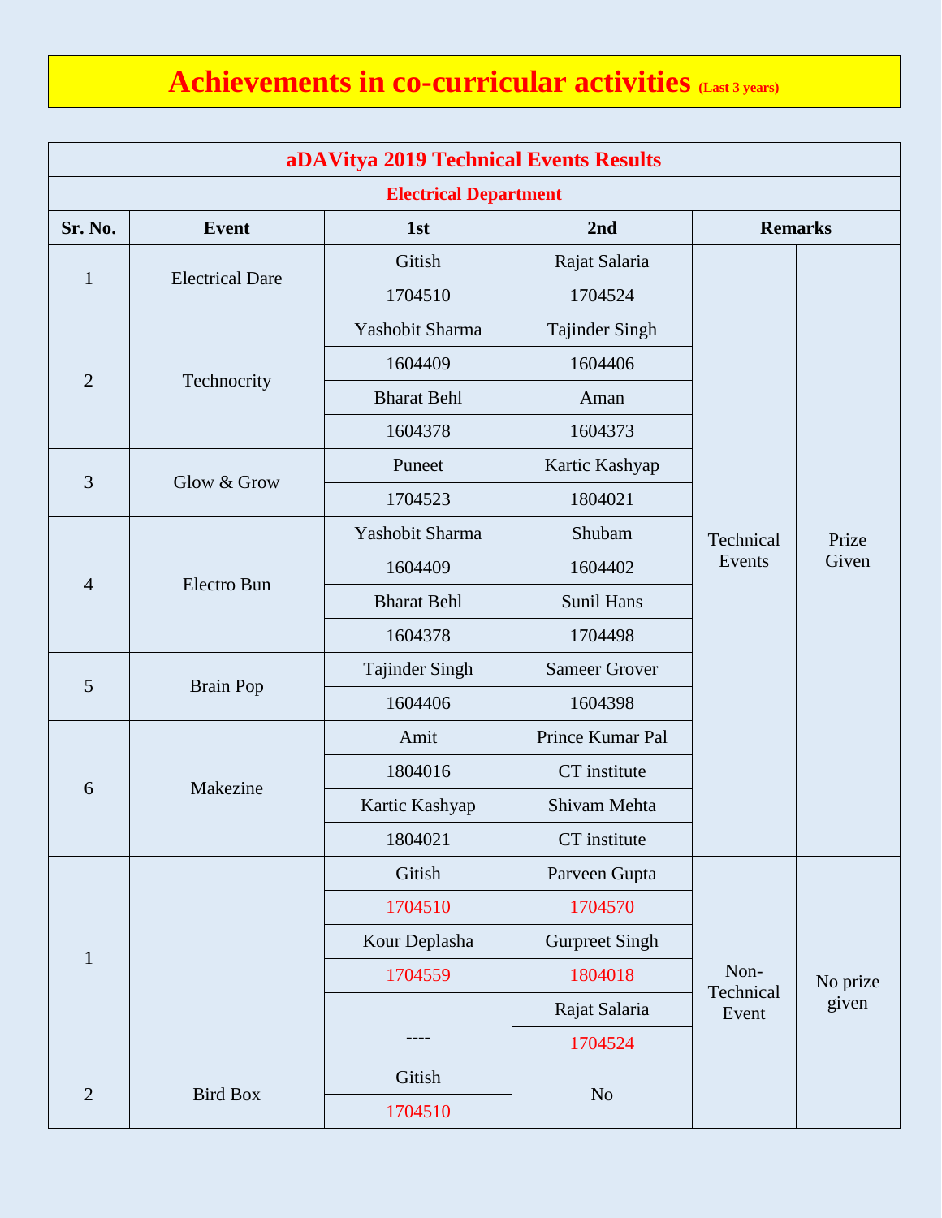# Achievements in co-curricular activities (Last 3 years)

| aDAVitya 2019 Technical Events Results | | | | | |
|---|---|---|---|---|---|
| **Electrical Department** | | | | | |
| **Sr. No.** | **Event** | **1st** | **2nd** | **Remarks** | |
| 1 | Electrical Dare | Gitish | Rajat Salaria | Technical Events | Prize Given |
| | | 1704510 | 1704524 | | |
| 2 | Technocrity | Yashobit Sharma | Tajinder Singh | | |
| | | 1604409 | 1604406 | | |
| | | Bharat Behl | Aman | | |
| | | 1604378 | 1604373 | | |
| 3 | Glow & Grow | Puneet | Kartic Kashyap | | |
| | | 1704523 | 1804021 | | |
| 4 | Electro Bun | Yashobit Sharma | Shubam | | |
| | | 1604409 | 1604402 | | |
| | | Bharat Behl | Sunil Hans | | |
| | | 1604378 | 1704498 | | |
| 5 | Brain Pop | Tajinder Singh | Sameer Grover | | |
| | | 1604406 | 1604398 | | |
| 6 | Makezine | Amit | Prince Kumar Pal | | |
| | | 1804016 | CT institute | | |
| | | Kartic Kashyap | Shivam Mehta | | |
| | | 1804021 | CT institute | | |
| 1 | | Gitish | Parveen Gupta | Non-Technical Event | No prize given |
| | | 1704510 | 1704570 | | |
| | | Kour Deplasha | Gurpreet Singh | | |
| | | 1704559 | 1804018 | | |
| | | ---- | Rajat Salaria | | |
| | | | 1704524 | | |
| 2 | Bird Box | Gitish | No | | |
| | | 1704510 | | | |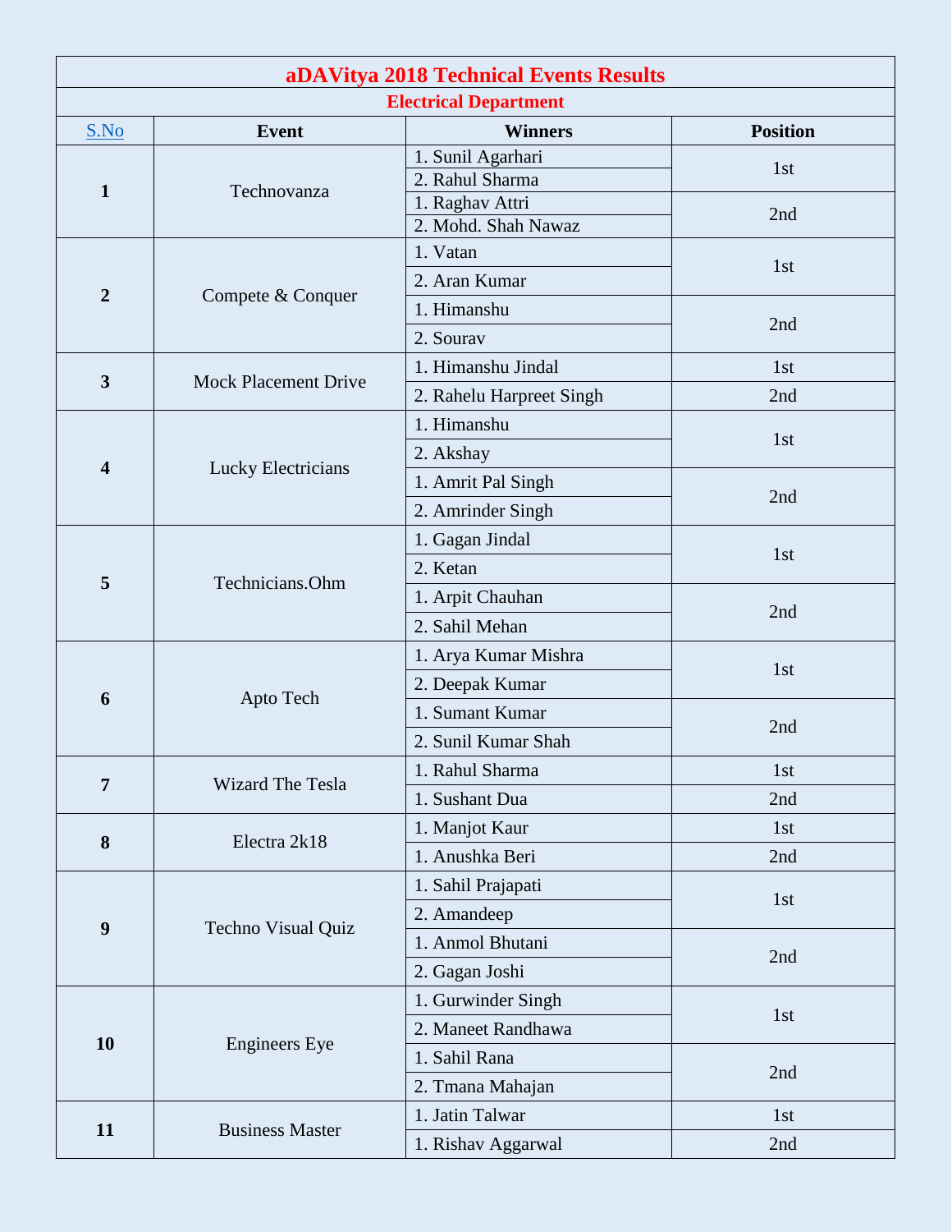| aDAVitya 2018 Technical Events Results | | | |
|---|---|---|---|
| **Electrical Department** | | | |
| S.No | Event | Winners | Position |
| **1** | Technovanza | 1. Sunil Agarhari<br>2. Rahul Sharma | 1st |
| | | 1. Raghav Attri<br>2. Mohd. Shah Nawaz | 2nd |
| **2** | Compete & Conquer | 1. Vatan<br>2. Aran Kumar | 1st |
| | | 1. Himanshu<br>2. Sourav | 2nd |
| **3** | Mock Placement Drive | 1. Himanshu Jindal | 1st |
| | | 2. Rahelu Harpreet Singh | 2nd |
| **4** | Lucky Electricians | 1. Himanshu<br>2. Akshay | 1st |
| | | 1. Amrit Pal Singh<br>2. Amrinder Singh | 2nd |
| **5** | Technicians.Ohm | 1. Gagan Jindal<br>2. Ketan | 1st |
| | | 1. Arpit Chauhan<br>2. Sahil Mehan | 2nd |
| **6** | Apto Tech | 1. Arya Kumar Mishra<br>2. Deepak Kumar | 1st |
| | | 1. Sumant Kumar<br>2. Sunil Kumar Shah | 2nd |
| **7** | Wizard The Tesla | 1. Rahul Sharma | 1st |
| | | 1. Sushant Dua | 2nd |
| **8** | Electra 2k18 | 1. Manjot Kaur | 1st |
| | | 1. Anushka Beri | 2nd |
| **9** | Techno Visual Quiz | 1. Sahil Prajapati<br>2. Amandeep | 1st |
| | | 1. Anmol Bhutani<br>2. Gagan Joshi | 2nd |
| **10** | Engineers Eye | 1. Gurwinder Singh<br>2. Maneet Randhawa | 1st |
| | | 1. Sahil Rana<br>2. Tmana Mahajan | 2nd |
| **11** | Business Master | 1. Jatin Talwar | 1st |
| | | 1. Rishav Aggarwal | 2nd |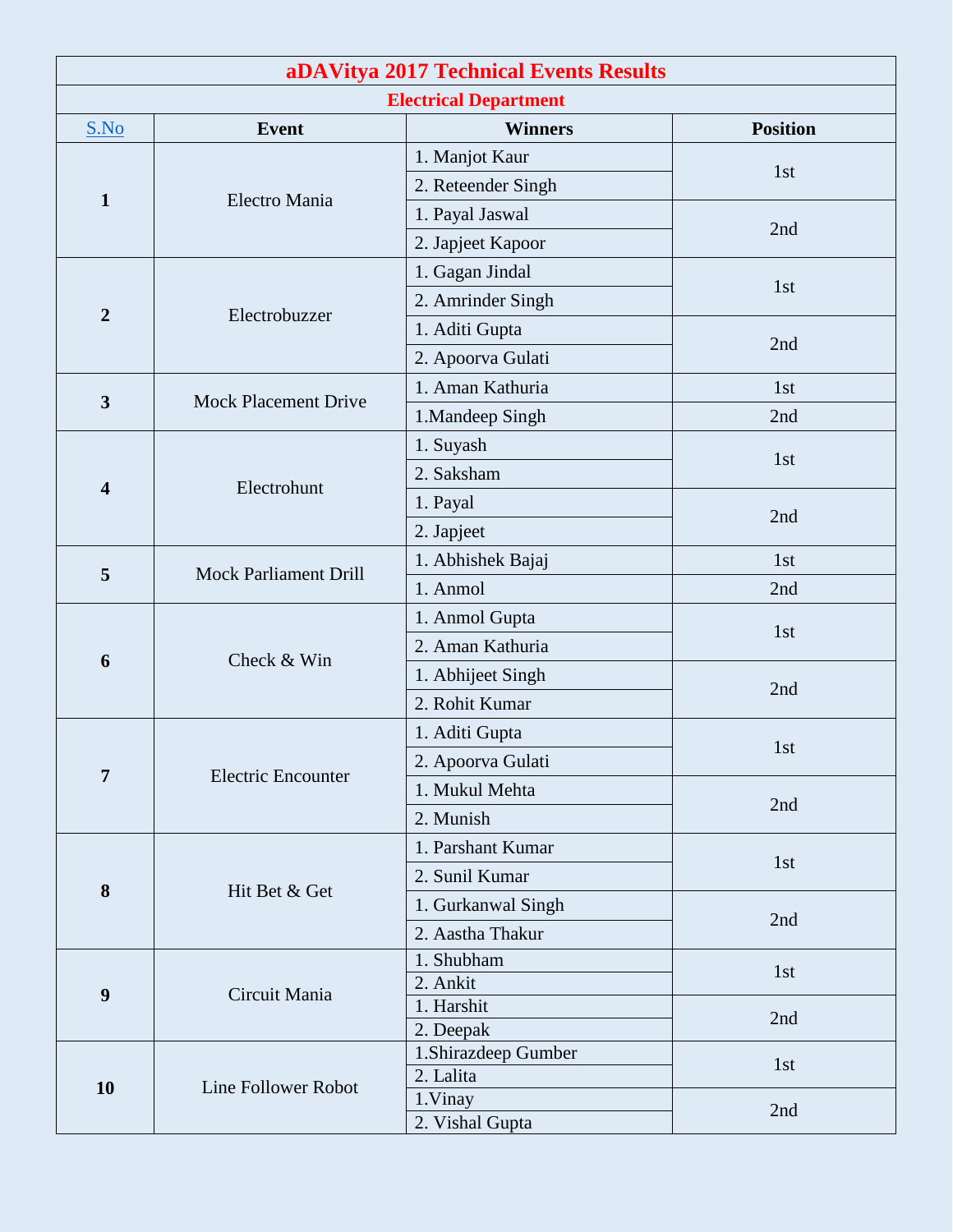| aDAVitya 2017 Technical Events Results | | | |
|---|---|---|---|
| Electrical Department | | | |
| S.No | Event | Winners | Position |
| 1 | Electro Mania | 1. Manjot Kaur | 1st |
| | | 2. Reteender Singh | |
| | | 1. Payal Jaswal | 2nd |
| | | 2. Japjeet Kapoor | |
| 2 | Electrobuzzer | 1. Gagan Jindal | 1st |
| | | 2. Amrinder Singh | |
| | | 1. Aditi Gupta | 2nd |
| | | 2. Apoorva Gulati | |
| 3 | Mock Placement Drive | 1. Aman Kathuria | 1st |
| | | 1.Mandeep Singh | 2nd |
| 4 | Electrohunt | 1. Suyash | 1st |
| | | 2. Saksham | |
| | | 1. Payal | 2nd |
| | | 2. Japjeet | |
| 5 | Mock Parliament Drill | 1. Abhishek Bajaj | 1st |
| | | 1. Anmol | 2nd |
| 6 | Check & Win | 1. Anmol Gupta | 1st |
| | | 2. Aman Kathuria | |
| | | 1. Abhijeet Singh | 2nd |
| | | 2. Rohit Kumar | |
| 7 | Electric Encounter | 1. Aditi Gupta | 1st |
| | | 2. Apoorva Gulati | |
| | | 1. Mukul Mehta | 2nd |
| | | 2. Munish | |
| 8 | Hit Bet & Get | 1. Parshant Kumar | 1st |
| | | 2. Sunil Kumar | |
| | | 1. Gurkanwal Singh | 2nd |
| | | 2. Aastha Thakur | |
| 9 | Circuit Mania | 1. Shubham | 1st |
| | | 2. Ankit | |
| | | 1. Harshit | 2nd |
| | | 2. Deepak | |
| 10 | Line Follower Robot | 1.Shirazdeep Gumber | 1st |
| | | 2. Lalita | |
| | | 1.Vinay | 2nd |
| | | 2. Vishal Gupta | |